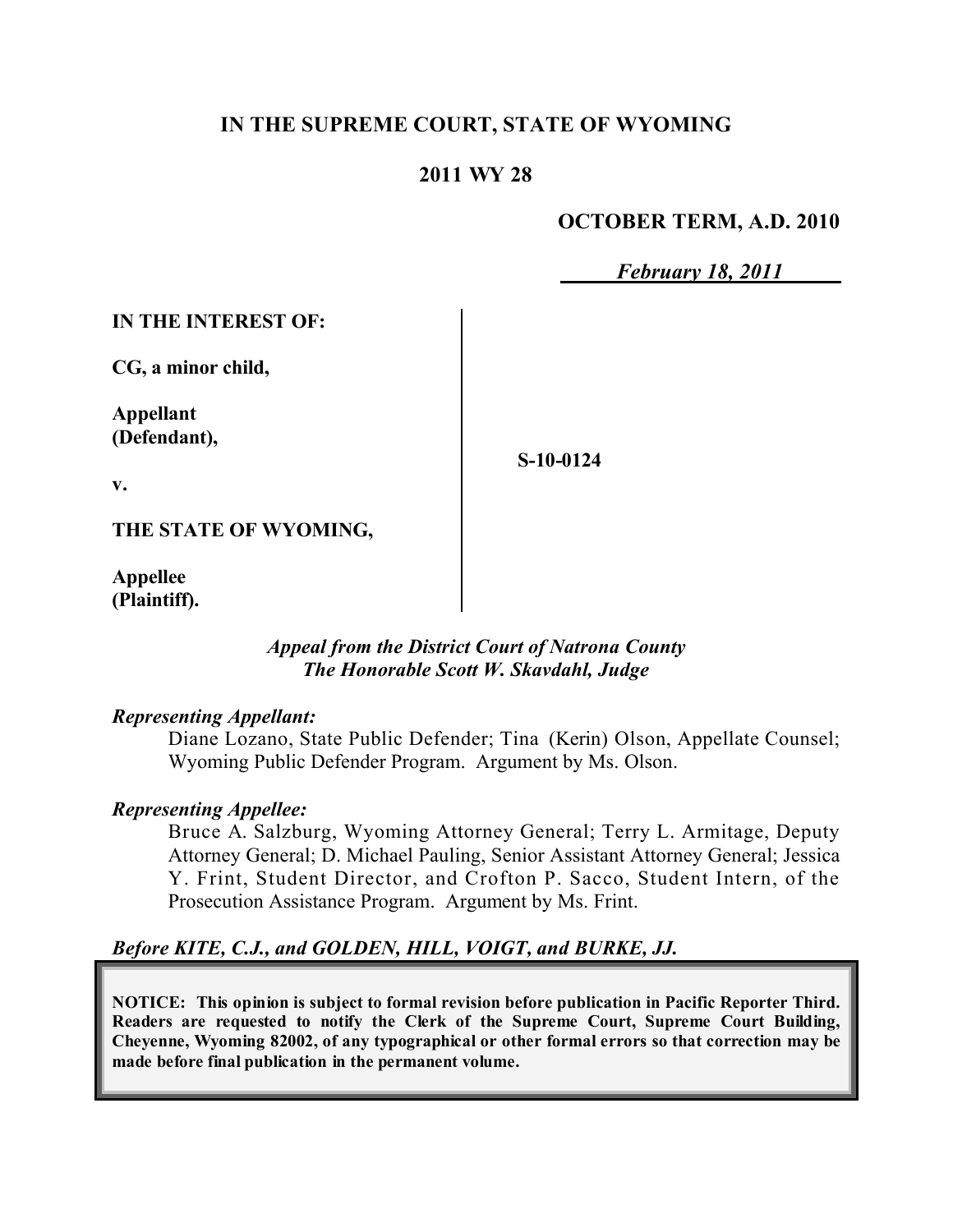**IN THE SUPREME COURT, STATE OF WYOMING**

**2011 WY 28**

**OCTOBER TERM, A.D. 2010**

***February 18, 2011***

| | |
|---|---|
| **IN THE INTEREST OF:**<br><br>**CG, a minor child,**<br><br>**Appellant (Defendant),**<br><br>**v.**<br><br>**THE STATE OF WYOMING,**<br><br>**Appellee (Plaintiff).** | **S-10-0124** |

***Appeal from the District Court of Natrona County***
***The Honorable Scott W. Skavdahl, Judge***

***Representing Appellant:***

Diane Lozano, State Public Defender; Tina (Kerin) Olson, Appellate Counsel; Wyoming Public Defender Program. Argument by Ms. Olson.

***Representing Appellee:***

Bruce A. Salzburg, Wyoming Attorney General; Terry L. Armitage, Deputy Attorney General; D. Michael Pauling, Senior Assistant Attorney General; Jessica Y. Frint, Student Director, and Crofton P. Sacco, Student Intern, of the Prosecution Assistance Program. Argument by Ms. Frint.

***Before KITE, C.J., and GOLDEN, HILL, VOIGT, and BURKE, JJ.***

**NOTICE: This opinion is subject to formal revision before publication in Pacific Reporter Third. Readers are requested to notify the Clerk of the Supreme Court, Supreme Court Building, Cheyenne, Wyoming 82002, of any typographical or other formal errors so that correction may be made before final publication in the permanent volume.**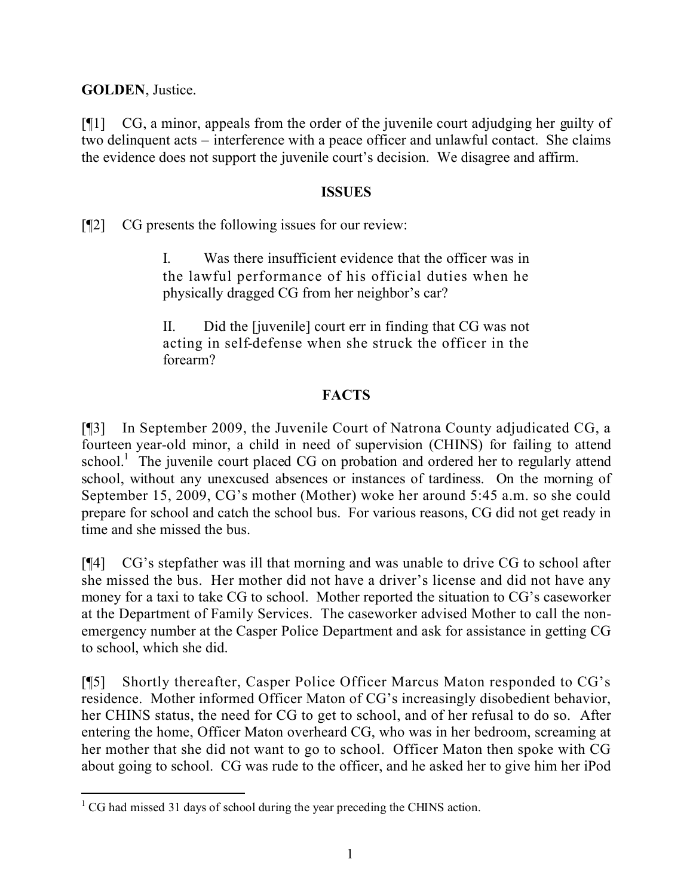**GOLDEN**, Justice.

[¶1] CG, a minor, appeals from the order of the juvenile court adjudging her guilty of two delinquent acts – interference with a peace officer and unlawful contact. She claims the evidence does not support the juvenile court's decision. We disagree and affirm.

## ISSUES

[¶2] CG presents the following issues for our review:

> I. Was there insufficient evidence that the officer was in the lawful performance of his official duties when he physically dragged CG from her neighbor's car?
>
> II. Did the [juvenile] court err in finding that CG was not acting in self-defense when she struck the officer in the forearm?

## FACTS

[¶3] In September 2009, the Juvenile Court of Natrona County adjudicated CG, a fourteen year-old minor, a child in need of supervision (CHINS) for failing to attend school.[1] The juvenile court placed CG on probation and ordered her to regularly attend school, without any unexcused absences or instances of tardiness. On the morning of September 15, 2009, CG's mother (Mother) woke her around 5:45 a.m. so she could prepare for school and catch the school bus. For various reasons, CG did not get ready in time and she missed the bus.

[¶4] CG's stepfather was ill that morning and was unable to drive CG to school after she missed the bus. Her mother did not have a driver's license and did not have any money for a taxi to take CG to school. Mother reported the situation to CG's caseworker at the Department of Family Services. The caseworker advised Mother to call the non-emergency number at the Casper Police Department and ask for assistance in getting CG to school, which she did.

[¶5] Shortly thereafter, Casper Police Officer Marcus Maton responded to CG's residence. Mother informed Officer Maton of CG's increasingly disobedient behavior, her CHINS status, the need for CG to get to school, and of her refusal to do so. After entering the home, Officer Maton overheard CG, who was in her bedroom, screaming at her mother that she did not want to go to school. Officer Maton then spoke with CG about going to school. CG was rude to the officer, and he asked her to give him her iPod

---

[1] CG had missed 31 days of school during the year preceding the CHINS action.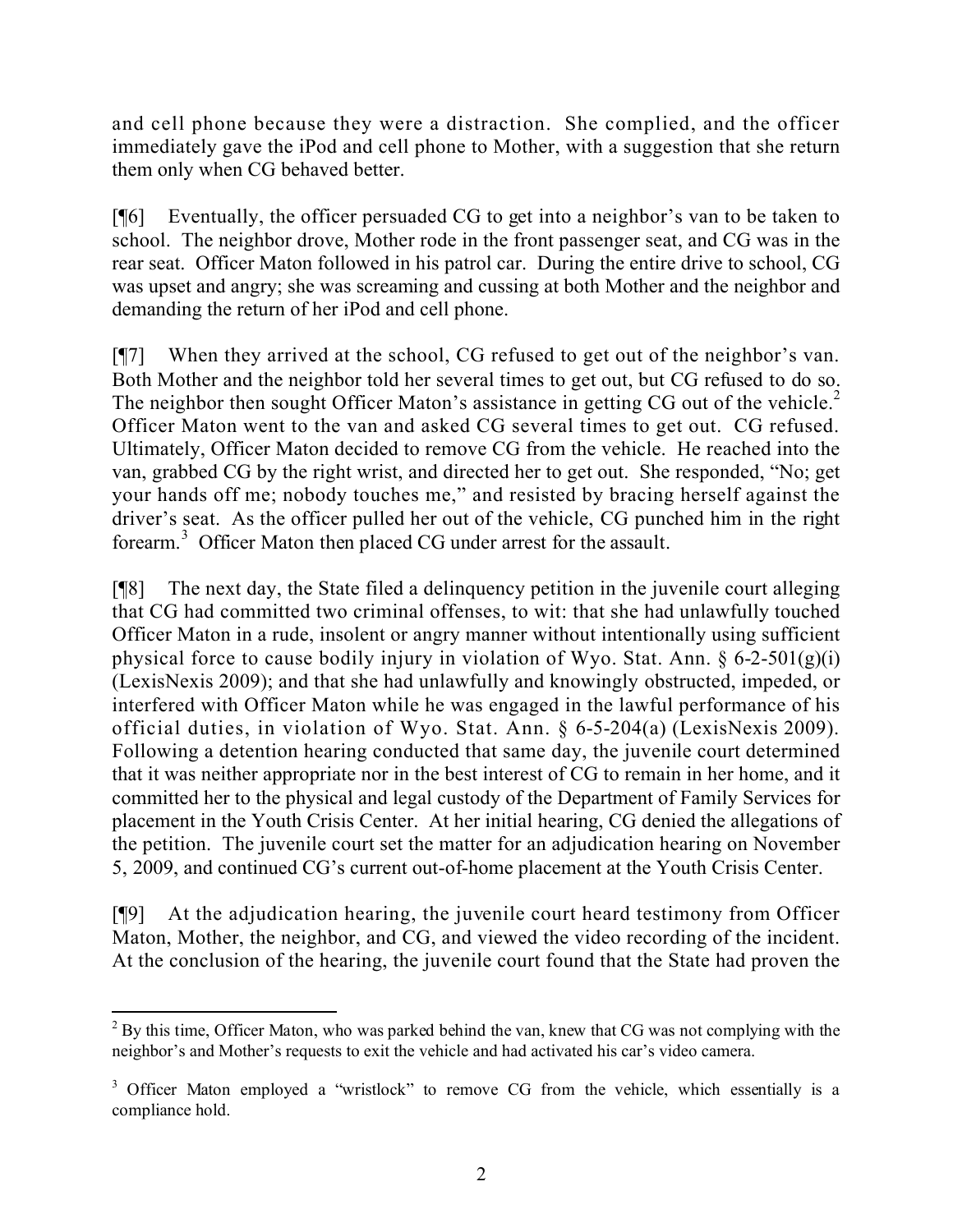and cell phone because they were a distraction. She complied, and the officer immediately gave the iPod and cell phone to Mother, with a suggestion that she return them only when CG behaved better.

[¶6] Eventually, the officer persuaded CG to get into a neighbor's van to be taken to school. The neighbor drove, Mother rode in the front passenger seat, and CG was in the rear seat. Officer Maton followed in his patrol car. During the entire drive to school, CG was upset and angry; she was screaming and cussing at both Mother and the neighbor and demanding the return of her iPod and cell phone.

[¶7] When they arrived at the school, CG refused to get out of the neighbor's van. Both Mother and the neighbor told her several times to get out, but CG refused to do so. The neighbor then sought Officer Maton's assistance in getting CG out of the vehicle.[2] Officer Maton went to the van and asked CG several times to get out. CG refused. Ultimately, Officer Maton decided to remove CG from the vehicle. He reached into the van, grabbed CG by the right wrist, and directed her to get out. She responded, "No; get your hands off me; nobody touches me," and resisted by bracing herself against the driver's seat. As the officer pulled her out of the vehicle, CG punched him in the right forearm.[3] Officer Maton then placed CG under arrest for the assault.

[¶8] The next day, the State filed a delinquency petition in the juvenile court alleging that CG had committed two criminal offenses, to wit: that she had unlawfully touched Officer Maton in a rude, insolent or angry manner without intentionally using sufficient physical force to cause bodily injury in violation of Wyo. Stat. Ann. § 6-2-501(g)(i) (LexisNexis 2009); and that she had unlawfully and knowingly obstructed, impeded, or interfered with Officer Maton while he was engaged in the lawful performance of his official duties, in violation of Wyo. Stat. Ann. § 6-5-204(a) (LexisNexis 2009). Following a detention hearing conducted that same day, the juvenile court determined that it was neither appropriate nor in the best interest of CG to remain in her home, and it committed her to the physical and legal custody of the Department of Family Services for placement in the Youth Crisis Center. At her initial hearing, CG denied the allegations of the petition. The juvenile court set the matter for an adjudication hearing on November 5, 2009, and continued CG's current out-of-home placement at the Youth Crisis Center.

[¶9] At the adjudication hearing, the juvenile court heard testimony from Officer Maton, Mother, the neighbor, and CG, and viewed the video recording of the incident. At the conclusion of the hearing, the juvenile court found that the State had proven the

---

[2] By this time, Officer Maton, who was parked behind the van, knew that CG was not complying with the neighbor's and Mother's requests to exit the vehicle and had activated his car's video camera.

[3] Officer Maton employed a "wristlock" to remove CG from the vehicle, which essentially is a compliance hold.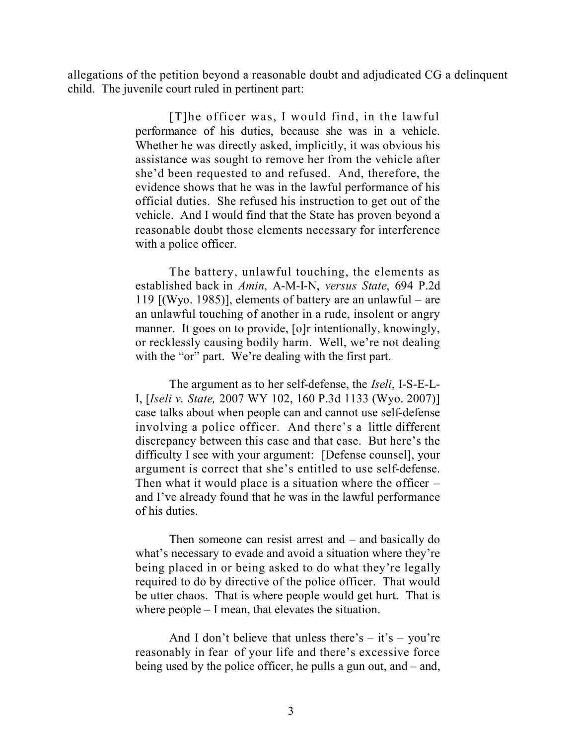allegations of the petition beyond a reasonable doubt and adjudicated CG a delinquent child. The juvenile court ruled in pertinent part:

> [T]he officer was, I would find, in the lawful performance of his duties, because she was in a vehicle. Whether he was directly asked, implicitly, it was obvious his assistance was sought to remove her from the vehicle after she'd been requested to and refused. And, therefore, the evidence shows that he was in the lawful performance of his official duties. She refused his instruction to get out of the vehicle. And I would find that the State has proven beyond a reasonable doubt those elements necessary for interference with a police officer.
>
> The battery, unlawful touching, the elements as established back in *Amin*, A-M-I-N, *versus State*, 694 P.2d 119 [(Wyo. 1985)], elements of battery are an unlawful – are an unlawful touching of another in a rude, insolent or angry manner. It goes on to provide, [o]r intentionally, knowingly, or recklessly causing bodily harm. Well, we're not dealing with the "or" part. We're dealing with the first part.
>
> The argument as to her self-defense, the *Iseli*, I-S-E-L-I, [*Iseli v. State,* 2007 WY 102, 160 P.3d 1133 (Wyo. 2007)] case talks about when people can and cannot use self-defense involving a police officer. And there's a little different discrepancy between this case and that case. But here's the difficulty I see with your argument: [Defense counsel], your argument is correct that she's entitled to use self-defense. Then what it would place is a situation where the officer – and I've already found that he was in the lawful performance of his duties.
>
> Then someone can resist arrest and – and basically do what's necessary to evade and avoid a situation where they're being placed in or being asked to do what they're legally required to do by directive of the police officer. That would be utter chaos. That is where people would get hurt. That is where people – I mean, that elevates the situation.
>
> And I don't believe that unless there's – it's – you're reasonably in fear of your life and there's excessive force being used by the police officer, he pulls a gun out, and – and,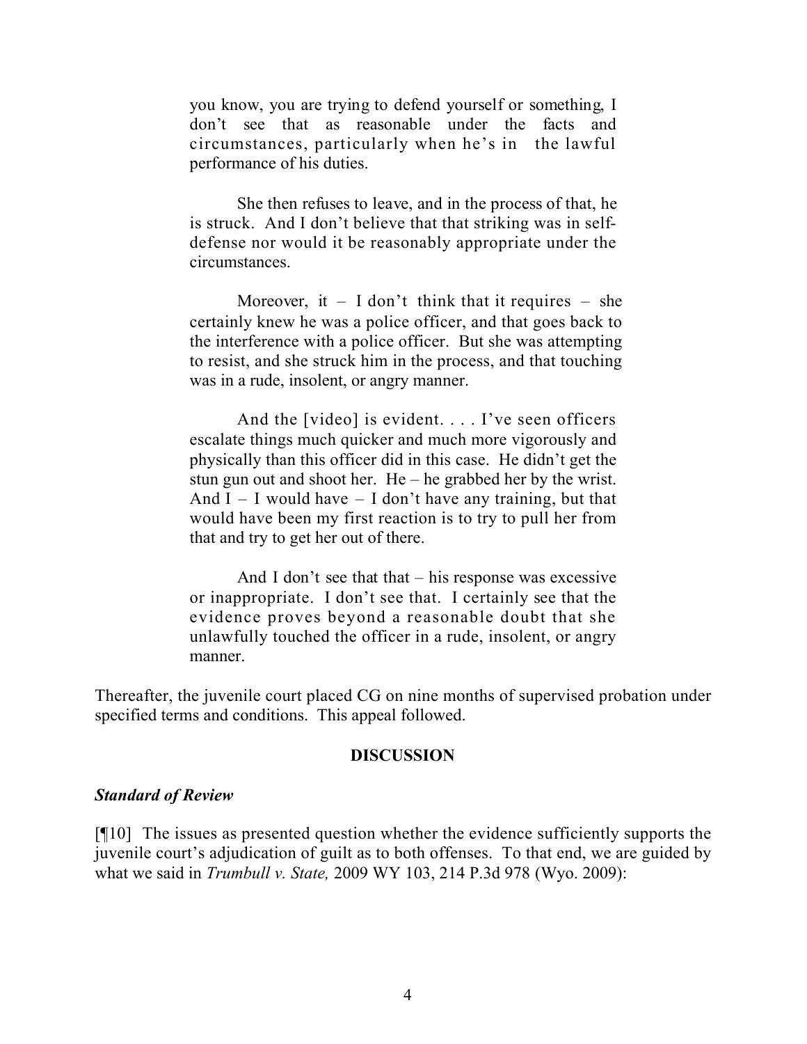> you know, you are trying to defend yourself or something, I don't see that as reasonable under the facts and circumstances, particularly when he's in the lawful performance of his duties.
>
> She then refuses to leave, and in the process of that, he is struck. And I don't believe that that striking was in self-defense nor would it be reasonably appropriate under the circumstances.
>
> Moreover, it – I don't think that it requires – she certainly knew he was a police officer, and that goes back to the interference with a police officer. But she was attempting to resist, and she struck him in the process, and that touching was in a rude, insolent, or angry manner.
>
> And the [video] is evident. . . . I've seen officers escalate things much quicker and much more vigorously and physically than this officer did in this case. He didn't get the stun gun out and shoot her. He – he grabbed her by the wrist. And I – I would have – I don't have any training, but that would have been my first reaction is to try to pull her from that and try to get her out of there.
>
> And I don't see that that – his response was excessive or inappropriate. I don't see that. I certainly see that the evidence proves beyond a reasonable doubt that she unlawfully touched the officer in a rude, insolent, or angry manner.

Thereafter, the juvenile court placed CG on nine months of supervised probation under specified terms and conditions. This appeal followed.

## DISCUSSION

### *Standard of Review*

[¶10] The issues as presented question whether the evidence sufficiently supports the juvenile court's adjudication of guilt as to both offenses. To that end, we are guided by what we said in *Trumbull v. State,* 2009 WY 103, 214 P.3d 978 (Wyo. 2009):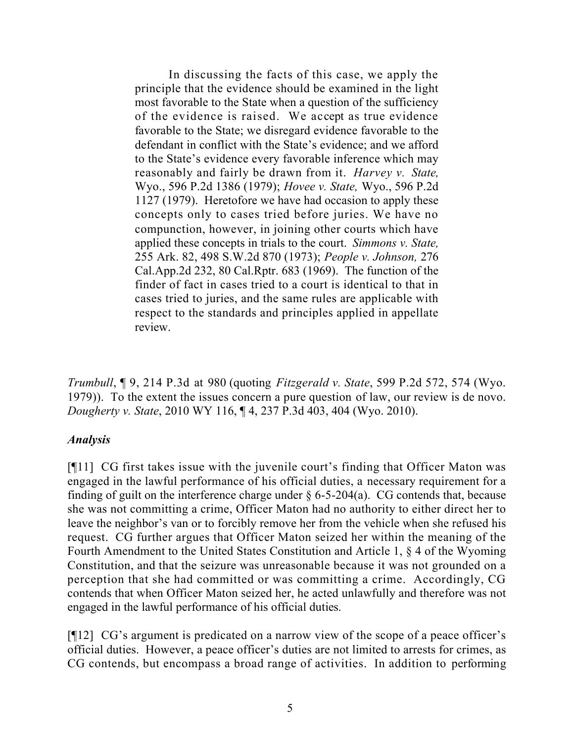> In discussing the facts of this case, we apply the principle that the evidence should be examined in the light most favorable to the State when a question of the sufficiency of the evidence is raised. We accept as true evidence favorable to the State; we disregard evidence favorable to the defendant in conflict with the State's evidence; and we afford to the State's evidence every favorable inference which may reasonably and fairly be drawn from it. *Harvey v. State,* Wyo., 596 P.2d 1386 (1979); *Hovee v. State,* Wyo., 596 P.2d 1127 (1979). Heretofore we have had occasion to apply these concepts only to cases tried before juries. We have no compunction, however, in joining other courts which have applied these concepts in trials to the court. *Simmons v. State,* 255 Ark. 82, 498 S.W.2d 870 (1973); *People v. Johnson,* 276 Cal.App.2d 232, 80 Cal.Rptr. 683 (1969). The function of the finder of fact in cases tried to a court is identical to that in cases tried to juries, and the same rules are applicable with respect to the standards and principles applied in appellate review.

*Trumbull*, ¶ 9, 214 P.3d at 980 (quoting *Fitzgerald v. State*, 599 P.2d 572, 574 (Wyo. 1979)). To the extent the issues concern a pure question of law, our review is de novo. *Dougherty v. State*, 2010 WY 116, ¶ 4, 237 P.3d 403, 404 (Wyo. 2010).

### *Analysis*

[¶11] CG first takes issue with the juvenile court's finding that Officer Maton was engaged in the lawful performance of his official duties, a necessary requirement for a finding of guilt on the interference charge under § 6-5-204(a). CG contends that, because she was not committing a crime, Officer Maton had no authority to either direct her to leave the neighbor's van or to forcibly remove her from the vehicle when she refused his request. CG further argues that Officer Maton seized her within the meaning of the Fourth Amendment to the United States Constitution and Article 1, § 4 of the Wyoming Constitution, and that the seizure was unreasonable because it was not grounded on a perception that she had committed or was committing a crime. Accordingly, CG contends that when Officer Maton seized her, he acted unlawfully and therefore was not engaged in the lawful performance of his official duties.

[¶12] CG's argument is predicated on a narrow view of the scope of a peace officer's official duties. However, a peace officer's duties are not limited to arrests for crimes, as CG contends, but encompass a broad range of activities. In addition to performing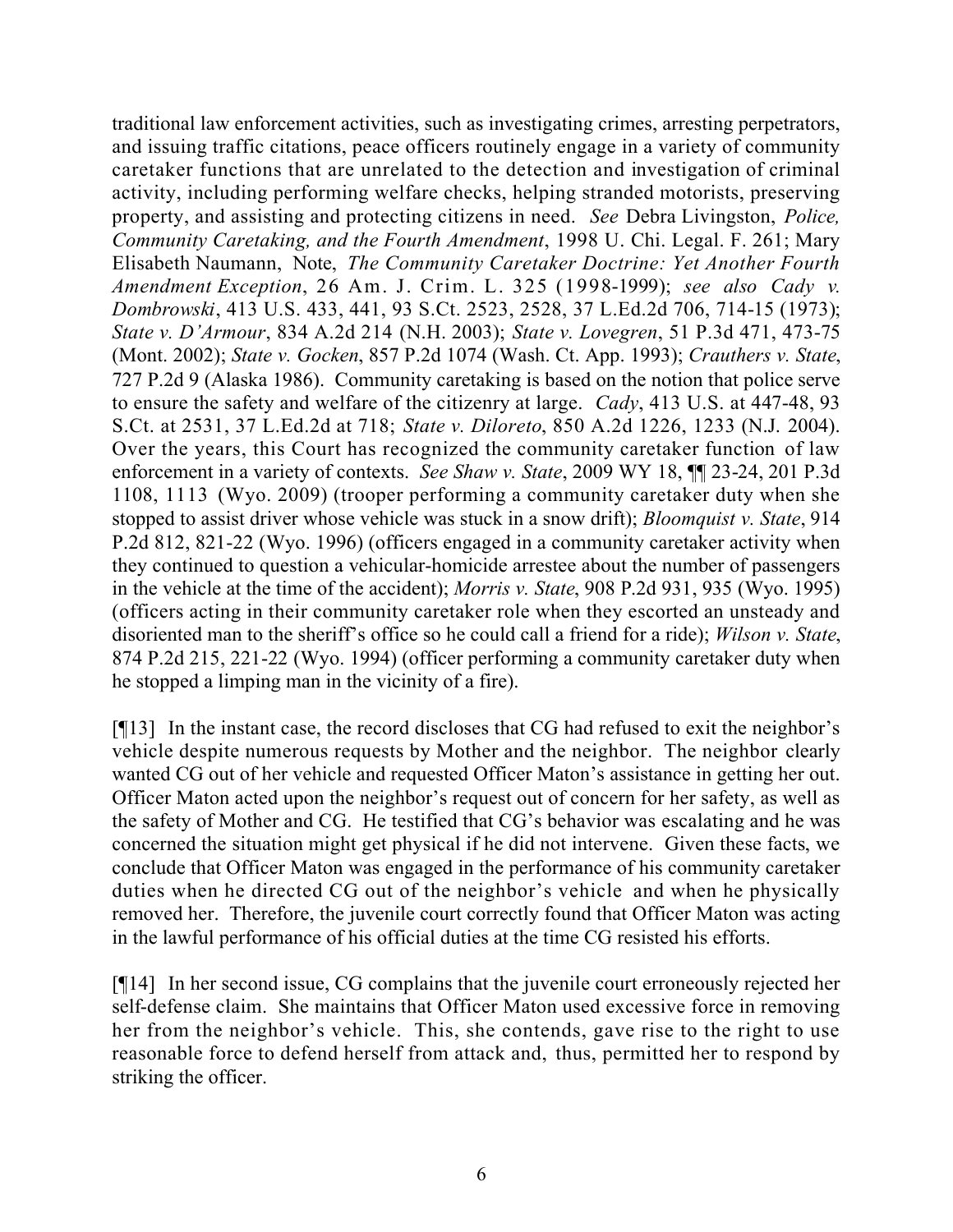traditional law enforcement activities, such as investigating crimes, arresting perpetrators, and issuing traffic citations, peace officers routinely engage in a variety of community caretaker functions that are unrelated to the detection and investigation of criminal activity, including performing welfare checks, helping stranded motorists, preserving property, and assisting and protecting citizens in need. *See* Debra Livingston, *Police, Community Caretaking, and the Fourth Amendment*, 1998 U. Chi. Legal. F. 261; Mary Elisabeth Naumann, Note, *The Community Caretaker Doctrine: Yet Another Fourth Amendment Exception*, 26 Am. J. Crim. L. 325 (1998-1999); *see also Cady v. Dombrowski*, 413 U.S. 433, 441, 93 S.Ct. 2523, 2528, 37 L.Ed.2d 706, 714-15 (1973); *State v. D'Armour*, 834 A.2d 214 (N.H. 2003); *State v. Lovegren*, 51 P.3d 471, 473-75 (Mont. 2002); *State v. Gocken*, 857 P.2d 1074 (Wash. Ct. App. 1993); *Crauthers v. State*, 727 P.2d 9 (Alaska 1986). Community caretaking is based on the notion that police serve to ensure the safety and welfare of the citizenry at large. *Cady*, 413 U.S. at 447-48, 93 S.Ct. at 2531, 37 L.Ed.2d at 718; *State v. Diloreto*, 850 A.2d 1226, 1233 (N.J. 2004). Over the years, this Court has recognized the community caretaker function of law enforcement in a variety of contexts. *See Shaw v. State*, 2009 WY 18, ¶¶ 23-24, 201 P.3d 1108, 1113 (Wyo. 2009) (trooper performing a community caretaker duty when she stopped to assist driver whose vehicle was stuck in a snow drift); *Bloomquist v. State*, 914 P.2d 812, 821-22 (Wyo. 1996) (officers engaged in a community caretaker activity when they continued to question a vehicular-homicide arrestee about the number of passengers in the vehicle at the time of the accident); *Morris v. State*, 908 P.2d 931, 935 (Wyo. 1995) (officers acting in their community caretaker role when they escorted an unsteady and disoriented man to the sheriff's office so he could call a friend for a ride); *Wilson v. State*, 874 P.2d 215, 221-22 (Wyo. 1994) (officer performing a community caretaker duty when he stopped a limping man in the vicinity of a fire).

[¶13] In the instant case, the record discloses that CG had refused to exit the neighbor's vehicle despite numerous requests by Mother and the neighbor. The neighbor clearly wanted CG out of her vehicle and requested Officer Maton's assistance in getting her out. Officer Maton acted upon the neighbor's request out of concern for her safety, as well as the safety of Mother and CG. He testified that CG's behavior was escalating and he was concerned the situation might get physical if he did not intervene. Given these facts, we conclude that Officer Maton was engaged in the performance of his community caretaker duties when he directed CG out of the neighbor's vehicle and when he physically removed her. Therefore, the juvenile court correctly found that Officer Maton was acting in the lawful performance of his official duties at the time CG resisted his efforts.

[¶14] In her second issue, CG complains that the juvenile court erroneously rejected her self-defense claim. She maintains that Officer Maton used excessive force in removing her from the neighbor's vehicle. This, she contends, gave rise to the right to use reasonable force to defend herself from attack and, thus, permitted her to respond by striking the officer.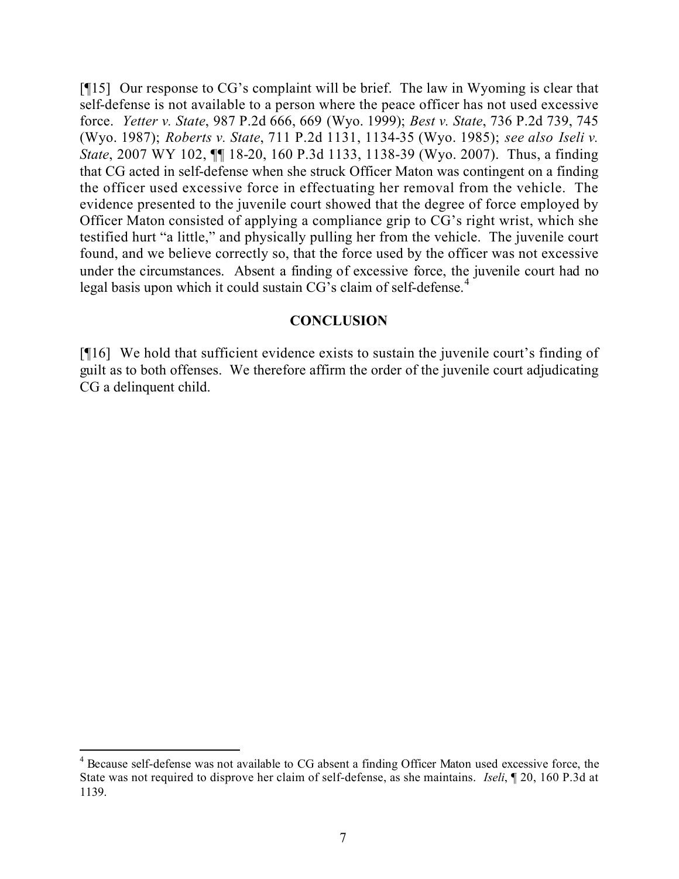[¶15] Our response to CG's complaint will be brief. The law in Wyoming is clear that self-defense is not available to a person where the peace officer has not used excessive force. *Yetter v. State*, 987 P.2d 666, 669 (Wyo. 1999); *Best v. State*, 736 P.2d 739, 745 (Wyo. 1987); *Roberts v. State*, 711 P.2d 1131, 1134-35 (Wyo. 1985); *see also Iseli v. State*, 2007 WY 102, ¶¶ 18-20, 160 P.3d 1133, 1138-39 (Wyo. 2007). Thus, a finding that CG acted in self-defense when she struck Officer Maton was contingent on a finding the officer used excessive force in effectuating her removal from the vehicle. The evidence presented to the juvenile court showed that the degree of force employed by Officer Maton consisted of applying a compliance grip to CG's right wrist, which she testified hurt "a little," and physically pulling her from the vehicle. The juvenile court found, and we believe correctly so, that the force used by the officer was not excessive under the circumstances. Absent a finding of excessive force, the juvenile court had no legal basis upon which it could sustain CG's claim of self-defense.[4]

## CONCLUSION

[¶16] We hold that sufficient evidence exists to sustain the juvenile court's finding of guilt as to both offenses. We therefore affirm the order of the juvenile court adjudicating CG a delinquent child.

---

[4] Because self-defense was not available to CG absent a finding Officer Maton used excessive force, the State was not required to disprove her claim of self-defense, as she maintains. *Iseli*, ¶ 20, 160 P.3d at 1139.